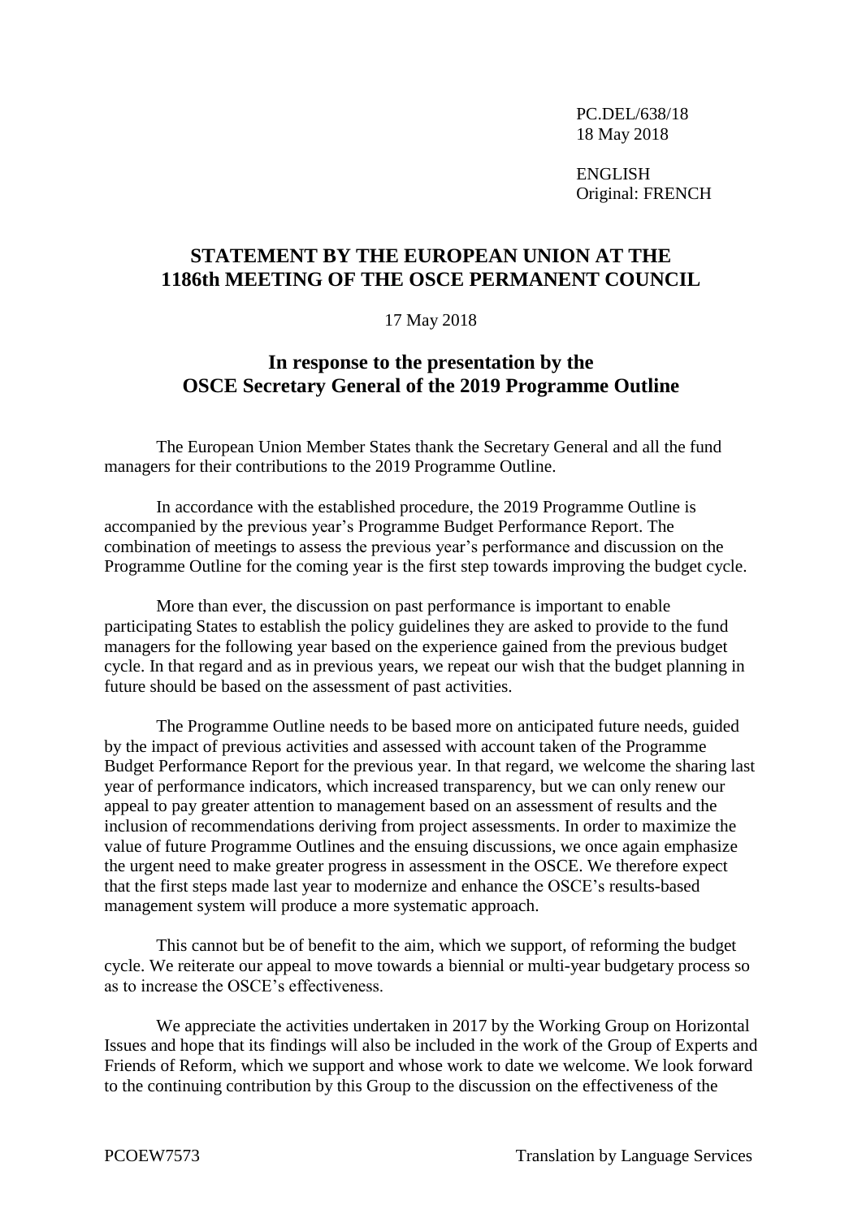PC.DEL/638/18
18 May 2018

ENGLISH
Original: FRENCH

## STATEMENT BY THE EUROPEAN UNION AT THE 1186th MEETING OF THE OSCE PERMANENT COUNCIL

17 May 2018

### In response to the presentation by the OSCE Secretary General of the 2019 Programme Outline

The European Union Member States thank the Secretary General and all the fund managers for their contributions to the 2019 Programme Outline.

In accordance with the established procedure, the 2019 Programme Outline is accompanied by the previous year's Programme Budget Performance Report. The combination of meetings to assess the previous year's performance and discussion on the Programme Outline for the coming year is the first step towards improving the budget cycle.

More than ever, the discussion on past performance is important to enable participating States to establish the policy guidelines they are asked to provide to the fund managers for the following year based on the experience gained from the previous budget cycle. In that regard and as in previous years, we repeat our wish that the budget planning in future should be based on the assessment of past activities.

The Programme Outline needs to be based more on anticipated future needs, guided by the impact of previous activities and assessed with account taken of the Programme Budget Performance Report for the previous year. In that regard, we welcome the sharing last year of performance indicators, which increased transparency, but we can only renew our appeal to pay greater attention to management based on an assessment of results and the inclusion of recommendations deriving from project assessments. In order to maximize the value of future Programme Outlines and the ensuing discussions, we once again emphasize the urgent need to make greater progress in assessment in the OSCE. We therefore expect that the first steps made last year to modernize and enhance the OSCE's results-based management system will produce a more systematic approach.

This cannot but be of benefit to the aim, which we support, of reforming the budget cycle. We reiterate our appeal to move towards a biennial or multi-year budgetary process so as to increase the OSCE's effectiveness.

We appreciate the activities undertaken in 2017 by the Working Group on Horizontal Issues and hope that its findings will also be included in the work of the Group of Experts and Friends of Reform, which we support and whose work to date we welcome. We look forward to the continuing contribution by this Group to the discussion on the effectiveness of the

PCOEW7573 Translation by Language Services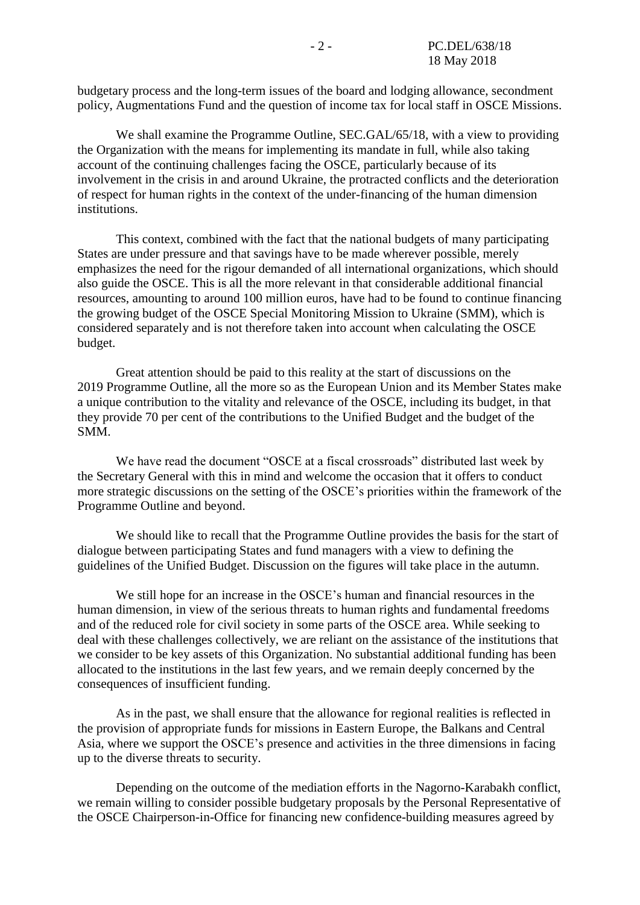budgetary process and the long-term issues of the board and lodging allowance, secondment policy, Augmentations Fund and the question of income tax for local staff in OSCE Missions.

We shall examine the Programme Outline, SEC.GAL/65/18, with a view to providing the Organization with the means for implementing its mandate in full, while also taking account of the continuing challenges facing the OSCE, particularly because of its involvement in the crisis in and around Ukraine, the protracted conflicts and the deterioration of respect for human rights in the context of the under-financing of the human dimension institutions.

This context, combined with the fact that the national budgets of many participating States are under pressure and that savings have to be made wherever possible, merely emphasizes the need for the rigour demanded of all international organizations, which should also guide the OSCE. This is all the more relevant in that considerable additional financial resources, amounting to around 100 million euros, have had to be found to continue financing the growing budget of the OSCE Special Monitoring Mission to Ukraine (SMM), which is considered separately and is not therefore taken into account when calculating the OSCE budget.

Great attention should be paid to this reality at the start of discussions on the 2019 Programme Outline, all the more so as the European Union and its Member States make a unique contribution to the vitality and relevance of the OSCE, including its budget, in that they provide 70 per cent of the contributions to the Unified Budget and the budget of the SMM.

We have read the document "OSCE at a fiscal crossroads" distributed last week by the Secretary General with this in mind and welcome the occasion that it offers to conduct more strategic discussions on the setting of the OSCE's priorities within the framework of the Programme Outline and beyond.

We should like to recall that the Programme Outline provides the basis for the start of dialogue between participating States and fund managers with a view to defining the guidelines of the Unified Budget. Discussion on the figures will take place in the autumn.

We still hope for an increase in the OSCE's human and financial resources in the human dimension, in view of the serious threats to human rights and fundamental freedoms and of the reduced role for civil society in some parts of the OSCE area. While seeking to deal with these challenges collectively, we are reliant on the assistance of the institutions that we consider to be key assets of this Organization. No substantial additional funding has been allocated to the institutions in the last few years, and we remain deeply concerned by the consequences of insufficient funding.

As in the past, we shall ensure that the allowance for regional realities is reflected in the provision of appropriate funds for missions in Eastern Europe, the Balkans and Central Asia, where we support the OSCE's presence and activities in the three dimensions in facing up to the diverse threats to security.

Depending on the outcome of the mediation efforts in the Nagorno-Karabakh conflict, we remain willing to consider possible budgetary proposals by the Personal Representative of the OSCE Chairperson-in-Office for financing new confidence-building measures agreed by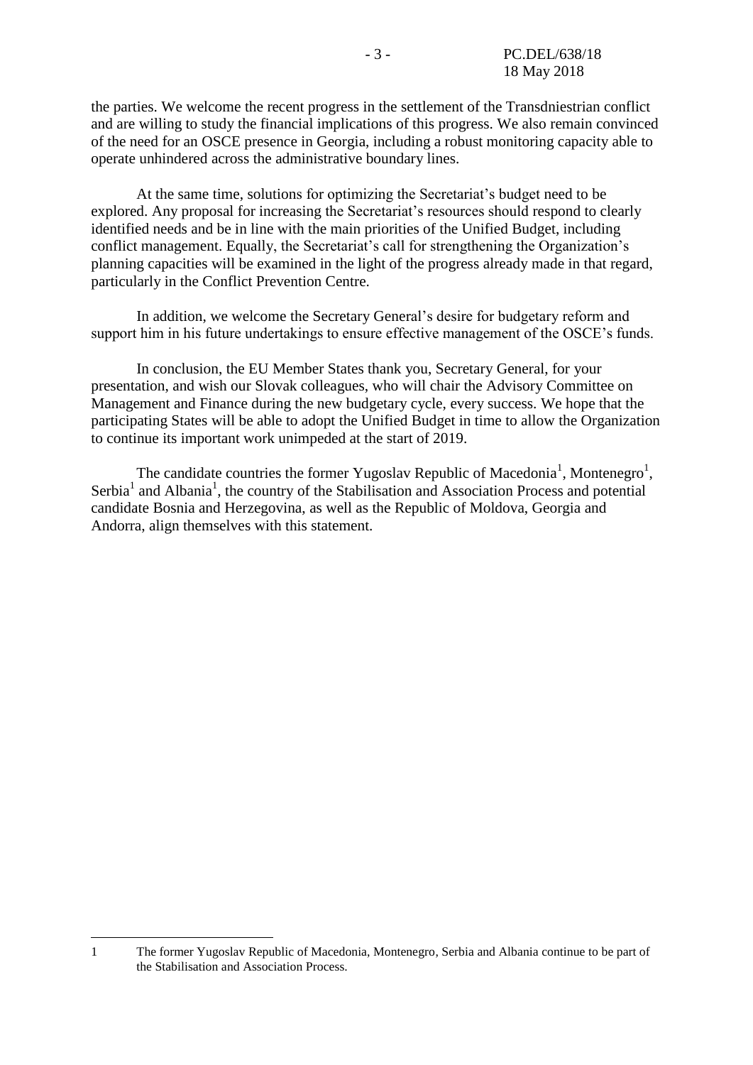the parties. We welcome the recent progress in the settlement of the Transdniestrian conflict and are willing to study the financial implications of this progress. We also remain convinced of the need for an OSCE presence in Georgia, including a robust monitoring capacity able to operate unhindered across the administrative boundary lines.

At the same time, solutions for optimizing the Secretariat's budget need to be explored. Any proposal for increasing the Secretariat's resources should respond to clearly identified needs and be in line with the main priorities of the Unified Budget, including conflict management. Equally, the Secretariat's call for strengthening the Organization's planning capacities will be examined in the light of the progress already made in that regard, particularly in the Conflict Prevention Centre.

In addition, we welcome the Secretary General's desire for budgetary reform and support him in his future undertakings to ensure effective management of the OSCE's funds.

In conclusion, the EU Member States thank you, Secretary General, for your presentation, and wish our Slovak colleagues, who will chair the Advisory Committee on Management and Finance during the new budgetary cycle, every success. We hope that the participating States will be able to adopt the Unified Budget in time to allow the Organization to continue its important work unimpeded at the start of 2019.

The candidate countries the former Yugoslav Republic of Macedonia[1], Montenegro[1], Serbia[1] and Albania[1], the country of the Stabilisation and Association Process and potential candidate Bosnia and Herzegovina, as well as the Republic of Moldova, Georgia and Andorra, align themselves with this statement.

---

1 The former Yugoslav Republic of Macedonia, Montenegro, Serbia and Albania continue to be part of the Stabilisation and Association Process.